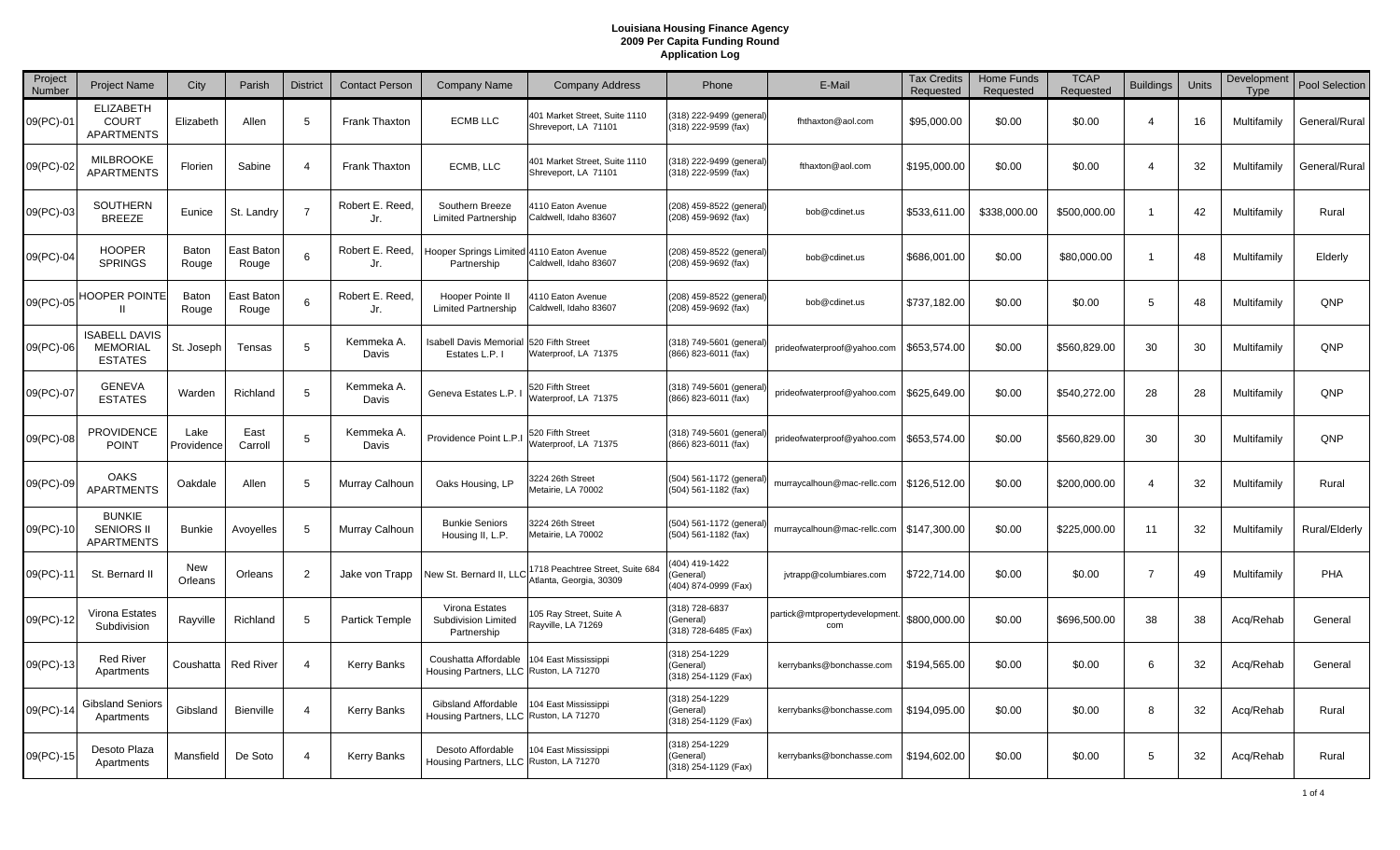**Louisiana Housing Finance Agency**
**2009 Per Capita Funding Round**
**Application Log**

| Project Number | Project Name | City | Parish | District | Contact Person | Company Name | Company Address | Phone | E-Mail | Tax Credits Requested | Home Funds Requested | TCAP Requested | Buildings | Units | Development Type | Pool Selection |
|---|---|---|---|---|---|---|---|---|---|---|---|---|---|---|---|---|
| 09(PC)-01 | ELIZABETH COURT APARTMENTS | Elizabeth | Allen | 5 | Frank Thaxton | ECMB LLC | 401 Market Street, Suite 1110 Shreveport, LA 71101 | (318) 222-9499 (general) (318) 222-9599 (fax) | fhthaxton@aol.com | $95,000.00 | $0.00 | $0.00 | 4 | 16 | Multifamily | General/Rural |
| 09(PC)-02 | MILBROOKE APARTMENTS | Florien | Sabine | 4 | Frank Thaxton | ECMB, LLC | 401 Market Street, Suite 1110 Shreveport, LA 71101 | (318) 222-9499 (general) (318) 222-9599 (fax) | fthaxton@aol.com | $195,000.00 | $0.00 | $0.00 | 4 | 32 | Multifamily | General/Rural |
| 09(PC)-03 | SOUTHERN BREEZE | Eunice | St. Landry | 7 | Robert E. Reed, Jr. | Southern Breeze Limited Partnership | 4110 Eaton Avenue Caldwell, Idaho 83607 | (208) 459-8522 (general) (208) 459-9692 (fax) | bob@cdinet.us | $533,611.00 | $338,000.00 | $500,000.00 | 1 | 42 | Multifamily | Rural |
| 09(PC)-04 | HOOPER SPRINGS | Baton Rouge | East Baton Rouge | 6 | Robert E. Reed, Jr. | Hooper Springs Limited Partnership | 4110 Eaton Avenue Caldwell, Idaho 83607 | (208) 459-8522 (general) (208) 459-9692 (fax) | bob@cdinet.us | $686,001.00 | $0.00 | $80,000.00 | 1 | 48 | Multifamily | Elderly |
| 09(PC)-05 | HOOPER POINTE II | Baton Rouge | East Baton Rouge | 6 | Robert E. Reed, Jr. | Hooper Pointe II Limited Partnership | 4110 Eaton Avenue Caldwell, Idaho 83607 | (208) 459-8522 (general) (208) 459-9692 (fax) | bob@cdinet.us | $737,182.00 | $0.00 | $0.00 | 5 | 48 | Multifamily | QNP |
| 09(PC)-06 | ISABELL DAVIS MEMORIAL ESTATES | St. Joseph | Tensas | 5 | Kemmeka A. Davis | Isabell Davis Memorial Estates L.P. I | 520 Fifth Street Waterproof, LA 71375 | (318) 749-5601 (general) (866) 823-6011 (fax) | prideofwaterproof@yahoo.com | $653,574.00 | $0.00 | $560,829.00 | 30 | 30 | Multifamily | QNP |
| 09(PC)-07 | GENEVA ESTATES | Warden | Richland | 5 | Kemmeka A. Davis | Geneva Estates L.P. I | 520 Fifth Street Waterproof, LA 71375 | (318) 749-5601 (general) (866) 823-6011 (fax) | prideofwaterproof@yahoo.com | $625,649.00 | $0.00 | $540,272.00 | 28 | 28 | Multifamily | QNP |
| 09(PC)-08 | PROVIDENCE POINT | Lake Providence | East Carroll | 5 | Kemmeka A. Davis | Providence Point L.P.I | 520 Fifth Street Waterproof, LA 71375 | (318) 749-5601 (general) (866) 823-6011 (fax) | prideofwaterproof@yahoo.com | $653,574.00 | $0.00 | $560,829.00 | 30 | 30 | Multifamily | QNP |
| 09(PC)-09 | OAKS APARTMENTS | Oakdale | Allen | 5 | Murray Calhoun | Oaks Housing, LP | 3224 26th Street Metairie, LA 70002 | (504) 561-1172 (general) (504) 561-1182 (fax) | murraycalhoun@mac-rellc.com | $126,512.00 | $0.00 | $200,000.00 | 4 | 32 | Multifamily | Rural |
| 09(PC)-10 | BUNKIE SENIORS II APARTMENTS | Bunkie | Avoyelles | 5 | Murray Calhoun | Bunkie Seniors Housing II, L.P. | 3224 26th Street Metairie, LA 70002 | (504) 561-1172 (general) (504) 561-1182 (fax) | murraycalhoun@mac-rellc.com | $147,300.00 | $0.00 | $225,000.00 | 11 | 32 | Multifamily | Rural/Elderly |
| 09(PC)-11 | St. Bernard II | New Orleans | Orleans | 2 | Jake von Trapp | New St. Bernard II, LLC | 1718 Peachtree Street, Suite 684 Atlanta, Georgia, 30309 | (404) 419-1422 (General) (404) 874-0999 (Fax) | jvtrapp@columbiares.com | $722,714.00 | $0.00 | $0.00 | 7 | 49 | Multifamily | PHA |
| 09(PC)-12 | Virona Estates Subdivision | Rayville | Richland | 5 | Partick Temple | Virona Estates Subdivision Limited Partnership | 105 Ray Street, Suite A Rayville, LA 71269 | (318) 728-6837 (General) (318) 728-6485 (Fax) | partick@mtpropertydevelopment.com | $800,000.00 | $0.00 | $696,500.00 | 38 | 38 | Acq/Rehab | General |
| 09(PC)-13 | Red River Apartments | Coushatta | Red River | 4 | Kerry Banks | Coushatta Affordable Housing Partners, LLC | 104 East Mississippi Ruston, LA 71270 | (318) 254-1229 (General) (318) 254-1129 (Fax) | kerrybanks@bonchasse.com | $194,565.00 | $0.00 | $0.00 | 6 | 32 | Acq/Rehab | General |
| 09(PC)-14 | Gibsland Seniors Apartments | Gibsland | Bienville | 4 | Kerry Banks | Gibsland Affordable Housing Partners, LLC | 104 East Mississippi Ruston, LA 71270 | (318) 254-1229 (General) (318) 254-1129 (Fax) | kerrybanks@bonchasse.com | $194,095.00 | $0.00 | $0.00 | 8 | 32 | Acq/Rehab | Rural |
| 09(PC)-15 | Desoto Plaza Apartments | Mansfield | De Soto | 4 | Kerry Banks | Desoto Affordable Housing Partners, LLC | 104 East Mississippi Ruston, LA 71270 | (318) 254-1229 (General) (318) 254-1129 (Fax) | kerrybanks@bonchasse.com | $194,602.00 | $0.00 | $0.00 | 5 | 32 | Acq/Rehab | Rural |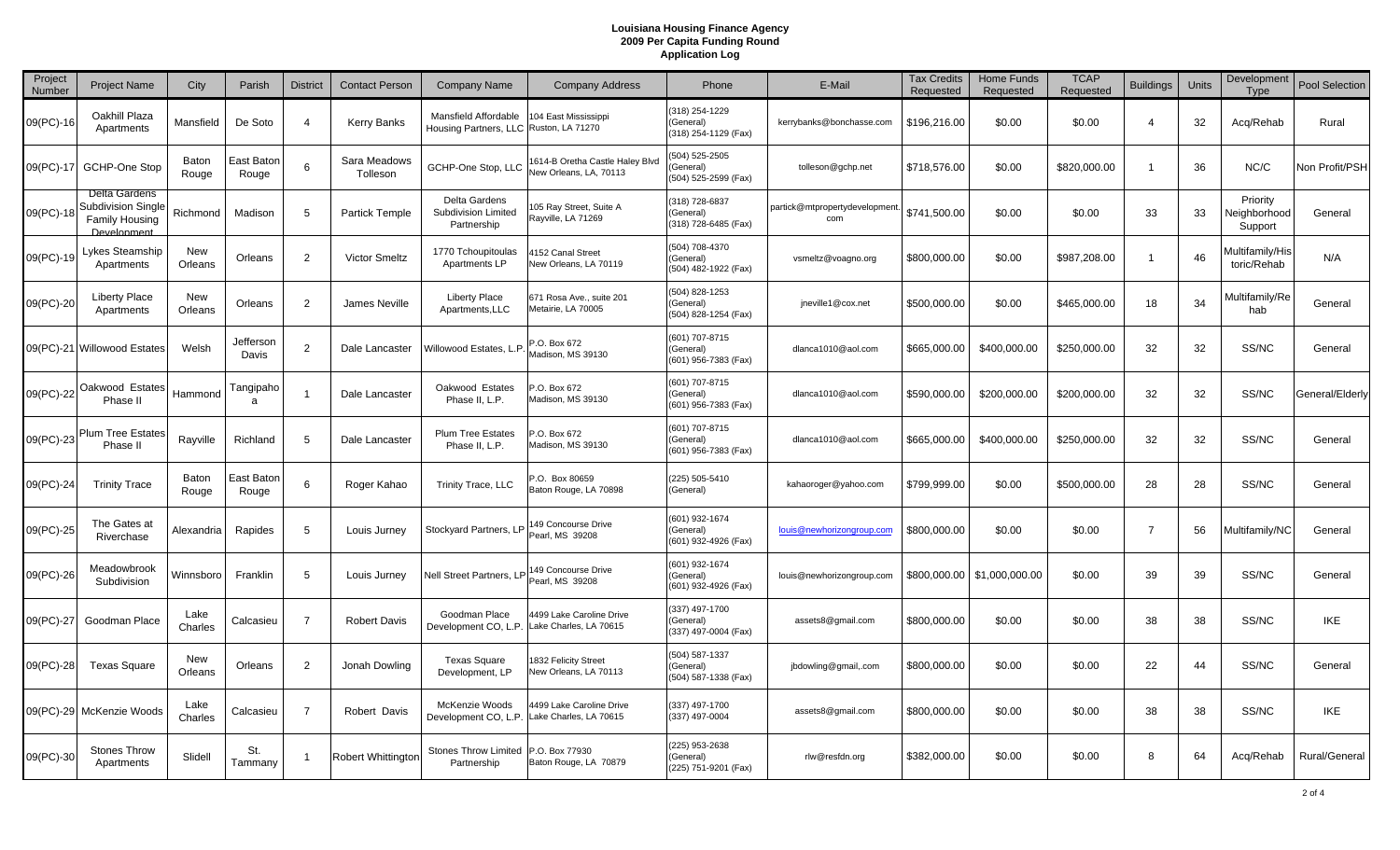**Louisiana Housing Finance Agency**
**2009 Per Capita Funding Round**
**Application Log**

| Project Number | Project Name | City | Parish | District | Contact Person | Company Name | Company Address | Phone | E-Mail | Tax Credits Requested | Home Funds Requested | TCAP Requested | Buildings | Units | Development Type | Pool Selection |
|---|---|---|---|---|---|---|---|---|---|---|---|---|---|---|---|---|
| 09(PC)-16 | Oakhill Plaza Apartments | Mansfield | De Soto | 4 | Kerry Banks | Mansfield Affordable Housing Partners, LLC | 104 East Mississippi Ruston, LA 71270 | (318) 254-1229 (General) (318) 254-1129 (Fax) | kerrybanks@bonchasse.com | $196,216.00 | $0.00 | $0.00 | 4 | 32 | Acq/Rehab | Rural |
| 09(PC)-17 | GCHP-One Stop | Baton Rouge | East Baton Rouge | 6 | Sara Meadows Tolleson | GCHP-One Stop, LLC | 1614-B Oretha Castle Haley Blvd New Orleans, LA, 70113 | (504) 525-2505 (General) (504) 525-2599 (Fax) | tolleson@gchp.net | $718,576.00 | $0.00 | $820,000.00 | 1 | 36 | NC/C | Non Profit/PSH |
| 09(PC)-18 | Delta Gardens Subdivision Single Family Housing Development | Richmond | Madison | 5 | Partick Temple | Delta Gardens Subdivision Limited Partnership | 105 Ray Street, Suite A Rayville, LA 71269 | (318) 728-6837 (General) (318) 728-6485 (Fax) | partick@mtpropertydevelopment.com | $741,500.00 | $0.00 | $0.00 | 33 | 33 | Priority Neighborhood Support | General |
| 09(PC)-19 | Lykes Steamship Apartments | New Orleans | Orleans | 2 | Victor Smeltz | 1770 Tchoupitoulas Apartments LP | 4152 Canal Street New Orleans, LA 70119 | (504) 708-4370 (General) (504) 482-1922 (Fax) | vsmeltz@voagno.org | $800,000.00 | $0.00 | $987,208.00 | 1 | 46 | Multifamily/Historic/Rehab | N/A |
| 09(PC)-20 | Liberty Place Apartments | New Orleans | Orleans | 2 | James Neville | Liberty Place Apartments,LLC | 671 Rosa Ave., suite 201 Metairie, LA 70005 | (504) 828-1253 (General) (504) 828-1254 (Fax) | jneville1@cox.net | $500,000.00 | $0.00 | $465,000.00 | 18 | 34 | Multifamily/Rehab | General |
| 09(PC)-21 | Willowood Estates | Welsh | Jefferson Davis | 2 | Dale Lancaster | Willowood Estates, L.P. | P.O. Box 672 Madison, MS 39130 | (601) 707-8715 (General) (601) 956-7383 (Fax) | dlanca1010@aol.com | $665,000.00 | $400,000.00 | $250,000.00 | 32 | 32 | SS/NC | General |
| 09(PC)-22 | Oakwood Estates Phase II | Hammond | Tangipahoa | 1 | Dale Lancaster | Oakwood Estates Phase II, L.P. | P.O. Box 672 Madison, MS 39130 | (601) 707-8715 (General) (601) 956-7383 (Fax) | dlanca1010@aol.com | $590,000.00 | $200,000.00 | $200,000.00 | 32 | 32 | SS/NC | General/Elderly |
| 09(PC)-23 | Plum Tree Estates Phase II | Rayville | Richland | 5 | Dale Lancaster | Plum Tree Estates Phase II, L.P. | P.O. Box 672 Madison, MS 39130 | (601) 707-8715 (General) (601) 956-7383 (Fax) | dlanca1010@aol.com | $665,000.00 | $400,000.00 | $250,000.00 | 32 | 32 | SS/NC | General |
| 09(PC)-24 | Trinity Trace | Baton Rouge | East Baton Rouge | 6 | Roger Kahao | Trinity Trace, LLC | P.O. Box 80659 Baton Rouge, LA 70898 | (225) 505-5410 (General) | kahaoroger@yahoo.com | $799,999.00 | $0.00 | $500,000.00 | 28 | 28 | SS/NC | General |
| 09(PC)-25 | The Gates at Riverchase | Alexandria | Rapides | 5 | Louis Jurney | Stockyard Partners, LP | 149 Concourse Drive Pearl, MS 39208 | (601) 932-1674 (General) (601) 932-4926 (Fax) | louis@newhorizongroup.com | $800,000.00 | $0.00 | $0.00 | 7 | 56 | Multifamily/NC | General |
| 09(PC)-26 | Meadowbrook Subdivision | Winnsboro | Franklin | 5 | Louis Jurney | Nell Street Partners, LP | 149 Concourse Drive Pearl, MS 39208 | (601) 932-1674 (General) (601) 932-4926 (Fax) | louis@newhorizongroup.com | $800,000.00 | $1,000,000.00 | $0.00 | 39 | 39 | SS/NC | General |
| 09(PC)-27 | Goodman Place | Lake Charles | Calcasieu | 7 | Robert Davis | Goodman Place Development CO, L.P. | 4499 Lake Caroline Drive Lake Charles, LA 70615 | (337) 497-1700 (General) (337) 497-0004 (Fax) | assets8@gmail.com | $800,000.00 | $0.00 | $0.00 | 38 | 38 | SS/NC | IKE |
| 09(PC)-28 | Texas Square | New Orleans | Orleans | 2 | Jonah Dowling | Texas Square Development, LP | 1832 Felicity Street New Orleans, LA 70113 | (504) 587-1337 (General) (504) 587-1338 (Fax) | jbdowling@gmail,.com | $800,000.00 | $0.00 | $0.00 | 22 | 44 | SS/NC | General |
| 09(PC)-29 | McKenzie Woods | Lake Charles | Calcasieu | 7 | Robert Davis | McKenzie Woods Development CO, L.P. | 4499 Lake Caroline Drive Lake Charles, LA 70615 | (337) 497-1700 (337) 497-0004 | assets8@gmail.com | $800,000.00 | $0.00 | $0.00 | 38 | 38 | SS/NC | IKE |
| 09(PC)-30 | Stones Throw Apartments | Slidell | St. Tammany | 1 | Robert Whittington | Stones Throw Limited Partnership | P.O. Box 77930 Baton Rouge, LA 70879 | (225) 953-2638 (General) (225) 751-9201 (Fax) | rlw@resfdn.org | $382,000.00 | $0.00 | $0.00 | 8 | 64 | Acq/Rehab | Rural/General |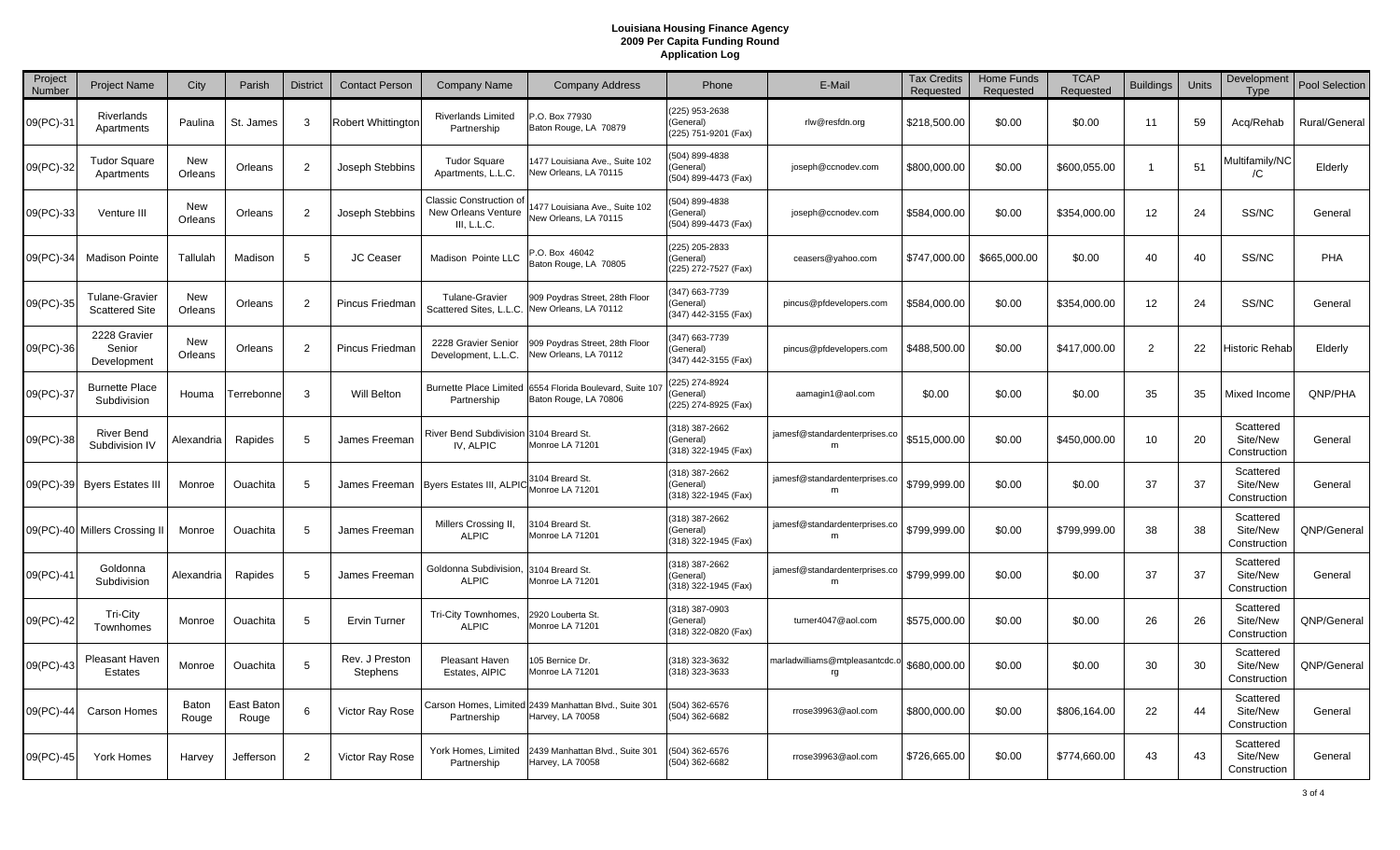**Louisiana Housing Finance Agency**
**2009 Per Capita Funding Round**
**Application Log**

| Project Number | Project Name | City | Parish | District | Contact Person | Company Name | Company Address | Phone | E-Mail | Tax Credits Requested | Home Funds Requested | TCAP Requested | Buildings | Units | Development Type | Pool Selection |
|---|---|---|---|---|---|---|---|---|---|---|---|---|---|---|---|---|
| 09(PC)-31 | Riverlands Apartments | Paulina | St. James | 3 | Robert Whittington | Riverlands Limited Partnership | P.O. Box 77930 Baton Rouge, LA 70879 | (225) 953-2638 (General) (225) 751-9201 (Fax) | rlw@resfdn.org | $218,500.00 | $0.00 | $0.00 | 11 | 59 | Acq/Rehab | Rural/General |
| 09(PC)-32 | Tudor Square Apartments | New Orleans | Orleans | 2 | Joseph Stebbins | Tudor Square Apartments, L.L.C. | 1477 Louisiana Ave., Suite 102 New Orleans, LA 70115 | (504) 899-4838 (General) (504) 899-4473 (Fax) | joseph@ccnodev.com | $800,000.00 | $0.00 | $600,055.00 | 1 | 51 | Multifamily/NC/C | Elderly |
| 09(PC)-33 | Venture III | New Orleans | Orleans | 2 | Joseph Stebbins | Classic Construction of New Orleans Venture III, L.L.C. | 1477 Louisiana Ave., Suite 102 New Orleans, LA 70115 | (504) 899-4838 (General) (504) 899-4473 (Fax) | joseph@ccnodev.com | $584,000.00 | $0.00 | $354,000.00 | 12 | 24 | SS/NC | General |
| 09(PC)-34 | Madison Pointe | Tallulah | Madison | 5 | JC Ceaser | Madison Pointe LLC | P.O. Box 46042 Baton Rouge, LA 70805 | (225) 205-2833 (General) (225) 272-7527 (Fax) | ceasers@yahoo.com | $747,000.00 | $665,000.00 | $0.00 | 40 | 40 | SS/NC | PHA |
| 09(PC)-35 | Tulane-Gravier Scattered Site | New Orleans | Orleans | 2 | Pincus Friedman | Tulane-Gravier Scattered Sites, L.L.C. | 909 Poydras Street, 28th Floor New Orleans, LA 70112 | (347) 663-7739 (General) (347) 442-3155 (Fax) | pincus@pfdevelopers.com | $584,000.00 | $0.00 | $354,000.00 | 12 | 24 | SS/NC | General |
| 09(PC)-36 | 2228 Gravier Senior Development | New Orleans | Orleans | 2 | Pincus Friedman | 2228 Gravier Senior Development, L.L.C. | 909 Poydras Street, 28th Floor New Orleans, LA 70112 | (347) 663-7739 (General) (347) 442-3155 (Fax) | pincus@pfdevelopers.com | $488,500.00 | $0.00 | $417,000.00 | 2 | 22 | Historic Rehab | Elderly |
| 09(PC)-37 | Burnette Place Subdivision | Houma | Terrebonne | 3 | Will Belton | Burnette Place Limited Partnership | 6554 Florida Boulevard, Suite 107 Baton Rouge, LA 70806 | (225) 274-8924 (General) (225) 274-8925 (Fax) | aamagin1@aol.com | $0.00 | $0.00 | $0.00 | 35 | 35 | Mixed Income | QNP/PHA |
| 09(PC)-38 | River Bend Subdivision IV | Alexandria | Rapides | 5 | James Freeman | River Bend Subdivision IV, ALPIC | 3104 Breard St. Monroe LA 71201 | (318) 387-2662 (General) (318) 322-1945 (Fax) | jamesf@standardenterprises.com | $515,000.00 | $0.00 | $450,000.00 | 10 | 20 | Scattered Site/New Construction | General |
| 09(PC)-39 | Byers Estates III | Monroe | Ouachita | 5 | James Freeman | Byers Estates III, ALPIC | 3104 Breard St. Monroe LA 71201 | (318) 387-2662 (General) (318) 322-1945 (Fax) | jamesf@standardenterprises.com | $799,999.00 | $0.00 | $0.00 | 37 | 37 | Scattered Site/New Construction | General |
| 09(PC)-40 | Millers Crossing II | Monroe | Ouachita | 5 | James Freeman | Millers Crossing II, ALPIC | 3104 Breard St. Monroe LA 71201 | (318) 387-2662 (General) (318) 322-1945 (Fax) | jamesf@standardenterprises.com | $799,999.00 | $0.00 | $799,999.00 | 38 | 38 | Scattered Site/New Construction | QNP/General |
| 09(PC)-41 | Goldonna Subdivision | Alexandria | Rapides | 5 | James Freeman | Goldonna Subdivision, ALPIC | 3104 Breard St. Monroe LA 71201 | (318) 387-2662 (General) (318) 322-1945 (Fax) | jamesf@standardenterprises.com | $799,999.00 | $0.00 | $0.00 | 37 | 37 | Scattered Site/New Construction | General |
| 09(PC)-42 | Tri-City Townhomes | Monroe | Ouachita | 5 | Ervin Turner | Tri-City Townhomes, ALPIC | 2920 Louberta St. Monroe LA 71201 | (318) 387-0903 (General) (318) 322-0820 (Fax) | turner4047@aol.com | $575,000.00 | $0.00 | $0.00 | 26 | 26 | Scattered Site/New Construction | QNP/General |
| 09(PC)-43 | Pleasant Haven Estates | Monroe | Ouachita | 5 | Rev. J Preston Stephens | Pleasant Haven Estates, AlPIC | 105 Bernice Dr. Monroe LA 71201 | (318) 323-3632 (318) 323-3633 | marladwilliams@mtpleasantcdc.org | $680,000.00 | $0.00 | $0.00 | 30 | 30 | Scattered Site/New Construction | QNP/General |
| 09(PC)-44 | Carson Homes | Baton Rouge | East Baton Rouge | 6 | Victor Ray Rose | Carson Homes, Limited Partnership | 2439 Manhattan Blvd., Suite 301 Harvey, LA 70058 | (504) 362-6576 (504) 362-6682 | rrose39963@aol.com | $800,000.00 | $0.00 | $806,164.00 | 22 | 44 | Scattered Site/New Construction | General |
| 09(PC)-45 | York Homes | Harvey | Jefferson | 2 | Victor Ray Rose | York Homes, Limited Partnership | 2439 Manhattan Blvd., Suite 301 Harvey, LA 70058 | (504) 362-6576 (504) 362-6682 | rrose39963@aol.com | $726,665.00 | $0.00 | $774,660.00 | 43 | 43 | Scattered Site/New Construction | General |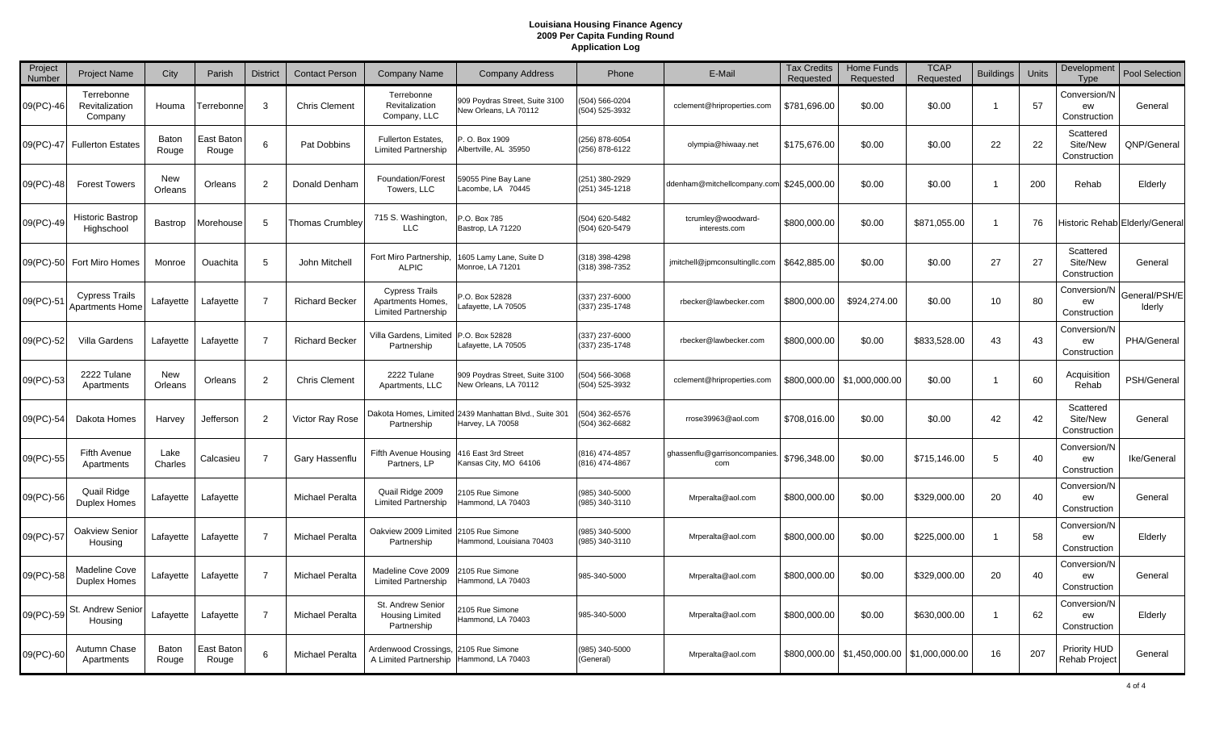**Louisiana Housing Finance Agency**
**2009 Per Capita Funding Round**
**Application Log**

| Project Number | Project Name | City | Parish | District | Contact Person | Company Name | Company Address | Phone | E-Mail | Tax Credits Requested | Home Funds Requested | TCAP Requested | Buildings | Units | Development Type | Pool Selection |
|---|---|---|---|---|---|---|---|---|---|---|---|---|---|---|---|---|
| 09(PC)-46 | Terrebonne Revitalization Company | Houma | Terrebonne | 3 | Chris Clement | Terrebonne Revitalization Company, LLC | 909 Poydras Street, Suite 3100 New Orleans, LA 70112 | (504) 566-0204 (504) 525-3932 | cclement@hriproperties.com | $781,696.00 | $0.00 | $0.00 | 1 | 57 | Conversion/New Construction | General |
| 09(PC)-47 | Fullerton Estates | Baton Rouge | East Baton Rouge | 6 | Pat Dobbins | Fullerton Estates, Limited Partnership | P. O. Box 1909 Albertville, AL 35950 | (256) 878-6054 (256) 878-6122 | olympia@hiwaay.net | $175,676.00 | $0.00 | $0.00 | 22 | 22 | Scattered Site/New Construction | QNP/General |
| 09(PC)-48 | Forest Towers | New Orleans | Orleans | 2 | Donald Denham | Foundation/Forest Towers, LLC | 59055 Pine Bay Lane Lacombe, LA 70445 | (251) 380-2929 (251) 345-1218 | ddenham@mitchellcompany.com | $245,000.00 | $0.00 | $0.00 | 1 | 200 | Rehab | Elderly |
| 09(PC)-49 | Historic Bastrop Highschool | Bastrop | Morehouse | 5 | Thomas Crumbley | 715 S. Washington, LLC | P.O. Box 785 Bastrop, LA 71220 | (504) 620-5482 (504) 620-5479 | tcrumley@woodward-interests.com | $800,000.00 | $0.00 | $871,055.00 | 1 | 76 | Historic Rehab | Elderly/General |
| 09(PC)-50 | Fort Miro Homes | Monroe | Ouachita | 5 | John Mitchell | Fort Miro Partnership, ALPIC | 1605 Lamy Lane, Suite D Monroe, LA 71201 | (318) 398-4298 (318) 398-7352 | jmitchell@jpmconsultingllc.com | $642,885.00 | $0.00 | $0.00 | 27 | 27 | Scattered Site/New Construction | General |
| 09(PC)-51 | Cypress Trails Apartments Home | Lafayette | Lafayette | 7 | Richard Becker | Cypress Trails Apartments Homes, Limited Partnership | P.O. Box 52828 Lafayette, LA 70505 | (337) 237-6000 (337) 235-1748 | rbecker@lawbecker.com | $800,000.00 | $924,274.00 | $0.00 | 10 | 80 | Conversion/New Construction | General/PSH/Elderly |
| 09(PC)-52 | Villa Gardens | Lafayette | Lafayette | 7 | Richard Becker | Villa Gardens, Limited Partnership | P.O. Box 52828 Lafayette, LA 70505 | (337) 237-6000 (337) 235-1748 | rbecker@lawbecker.com | $800,000.00 | $0.00 | $833,528.00 | 43 | 43 | Conversion/New Construction | PHA/General |
| 09(PC)-53 | 2222 Tulane Apartments | New Orleans | Orleans | 2 | Chris Clement | 2222 Tulane Apartments, LLC | 909 Poydras Street, Suite 3100 New Orleans, LA 70112 | (504) 566-3068 (504) 525-3932 | cclement@hriproperties.com | $800,000.00 | $1,000,000.00 | $0.00 | 1 | 60 | Acquisition Rehab | PSH/General |
| 09(PC)-54 | Dakota Homes | Harvey | Jefferson | 2 | Victor Ray Rose | Dakota Homes, Limited Partnership | 2439 Manhattan Blvd., Suite 301 Harvey, LA 70058 | (504) 362-6576 (504) 362-6682 | rrose39963@aol.com | $708,016.00 | $0.00 | $0.00 | 42 | 42 | Scattered Site/New Construction | General |
| 09(PC)-55 | Fifth Avenue Apartments | Lake Charles | Calcasieu | 7 | Gary Hassenflu | Fifth Avenue Housing Partners, LP | 416 East 3rd Street Kansas City, MO 64106 | (816) 474-4857 (816) 474-4867 | ghassenflu@garrisoncompanies.com | $796,348.00 | $0.00 | $715,146.00 | 5 | 40 | Conversion/New Construction | Ike/General |
| 09(PC)-56 | Quail Ridge Duplex Homes | Lafayette | Lafayette | | Michael Peralta | Quail Ridge 2009 Limited Partnership | 2105 Rue Simone Hammond, LA 70403 | (985) 340-5000 (985) 340-3110 | Mrperalta@aol.com | $800,000.00 | $0.00 | $329,000.00 | 20 | 40 | Conversion/New Construction | General |
| 09(PC)-57 | Oakview Senior Housing | Lafayette | Lafayette | 7 | Michael Peralta | Oakview 2009 Limited Partnership | 2105 Rue Simone Hammond, Louisiana 70403 | (985) 340-5000 (985) 340-3110 | Mrperalta@aol.com | $800,000.00 | $0.00 | $225,000.00 | 1 | 58 | Conversion/New Construction | Elderly |
| 09(PC)-58 | Madeline Cove Duplex Homes | Lafayette | Lafayette | 7 | Michael Peralta | Madeline Cove 2009 Limited Partnership | 2105 Rue Simone Hammond, LA 70403 | 985-340-5000 | Mrperalta@aol.com | $800,000.00 | $0.00 | $329,000.00 | 20 | 40 | Conversion/New Construction | General |
| 09(PC)-59 | St. Andrew Senior Housing | Lafayette | Lafayette | 7 | Michael Peralta | St. Andrew Senior Housing Limited Partnership | 2105 Rue Simone Hammond, LA 70403 | 985-340-5000 | Mrperalta@aol.com | $800,000.00 | $0.00 | $630,000.00 | 1 | 62 | Conversion/New Construction | Elderly |
| 09(PC)-60 | Autumn Chase Apartments | Baton Rouge | East Baton Rouge | 6 | Michael Peralta | Ardenwood Crossings, A Limited Partnership | 2105 Rue Simone Hammond, LA 70403 | (985) 340-5000 (General) | Mrperalta@aol.com | $800,000.00 | $1,450,000.00 | $1,000,000.00 | 16 | 207 | Priority HUD Rehab Project | General |